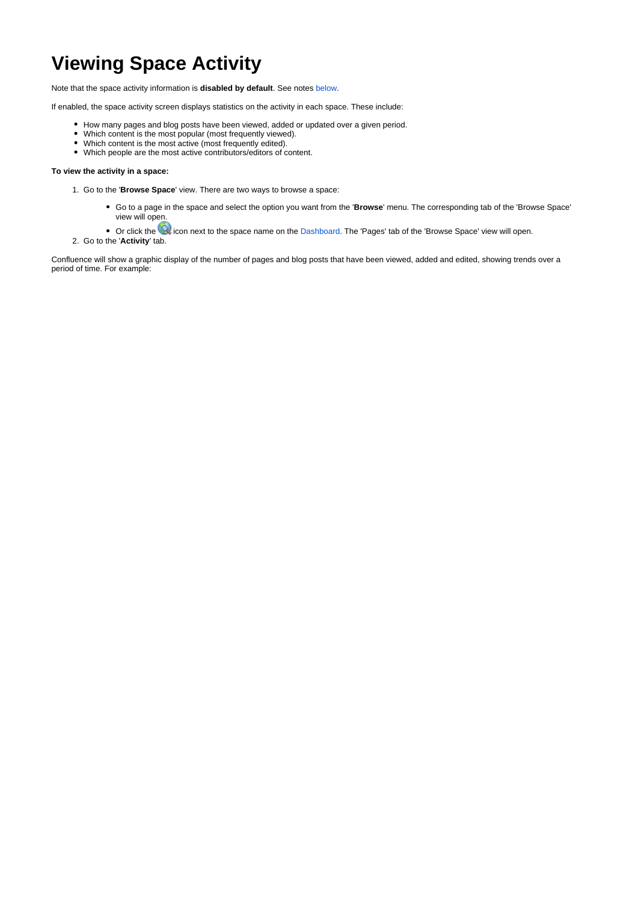# Viewing Space Activity

Note that the space activity information is **disabled by default**. See notes below.

If enabled, the space activity screen displays statistics on the activity in each space. These include:

- How many pages and blog posts have been viewed, added or updated over a given period.
- Which content is the most popular (most frequently viewed).
- Which content is the most active (most frequently edited).
- Which people are the most active contributors/editors of content.

**To view the activity in a space:**

1. Go to the '**Browse Space**' view. There are two ways to browse a space:
    - Go to a page in the space and select the option you want from the '**Browse**' menu. The corresponding tab of the 'Browse Space' view will open.
    - Or click the icon next to the space name on the Dashboard. The 'Pages' tab of the 'Browse Space' view will open.
2. Go to the '**Activity**' tab.

Confluence will show a graphic display of the number of pages and blog posts that have been viewed, added and edited, showing trends over a period of time. For example: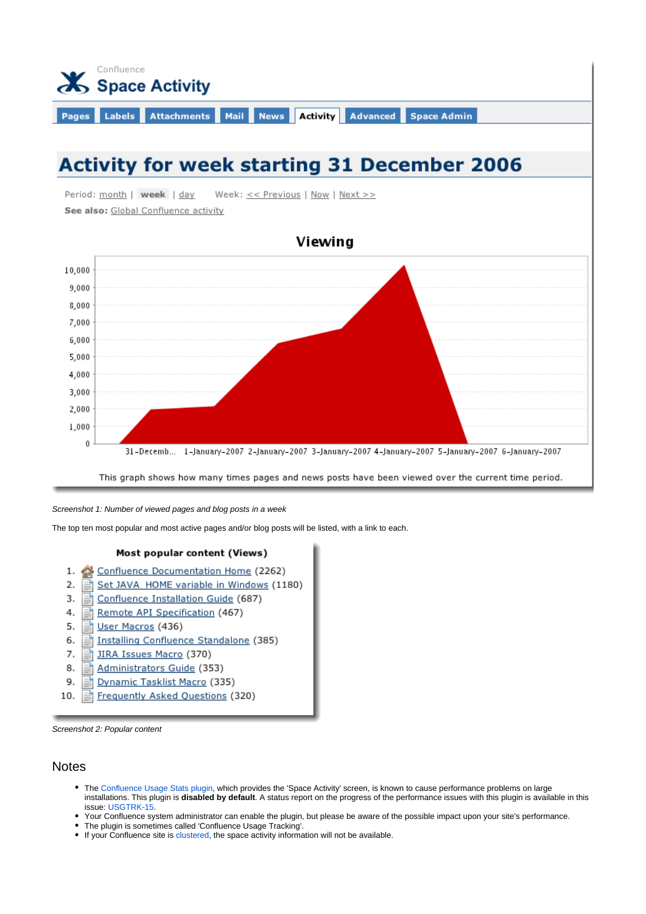Confluence

# Space Activity

Pages | Labels | Attachments | Mail | News | **Activity** | Advanced | Space Admin

## Activity for week starting 31 December 2006

Period: month | **week** | day     Week: << Previous | Now | Next >>

**See also:** Global Confluence activity

**Viewing**

This graph shows how many times pages and news posts have been viewed over the current time period.

*Screenshot 1: Number of viewed pages and blog posts in a week*

The top ten most popular and most active pages and/or blog posts will be listed, with a link to each.

**Most popular content (Views)**

1. Confluence Documentation Home (2262)
2. Set JAVA_HOME variable in Windows (1180)
3. Confluence Installation Guide (687)
4. Remote API Specification (467)
5. User Macros (436)
6. Installing Confluence Standalone (385)
7. JIRA Issues Macro (370)
8. Administrators Guide (353)
9. Dynamic Tasklist Macro (335)
10. Frequently Asked Questions (320)

*Screenshot 2: Popular content*

## Notes

- The Confluence Usage Stats plugin, which provides the 'Space Activity' screen, is known to cause performance problems on large installations. This plugin is **disabled by default**. A status report on the progress of the performance issues with this plugin is available in this issue: USGTRK-15.
- Your Confluence system administrator can enable the plugin, but please be aware of the possible impact upon your site's performance.
- The plugin is sometimes called 'Confluence Usage Tracking'.
- If your Confluence site is clustered, the space activity information will not be available.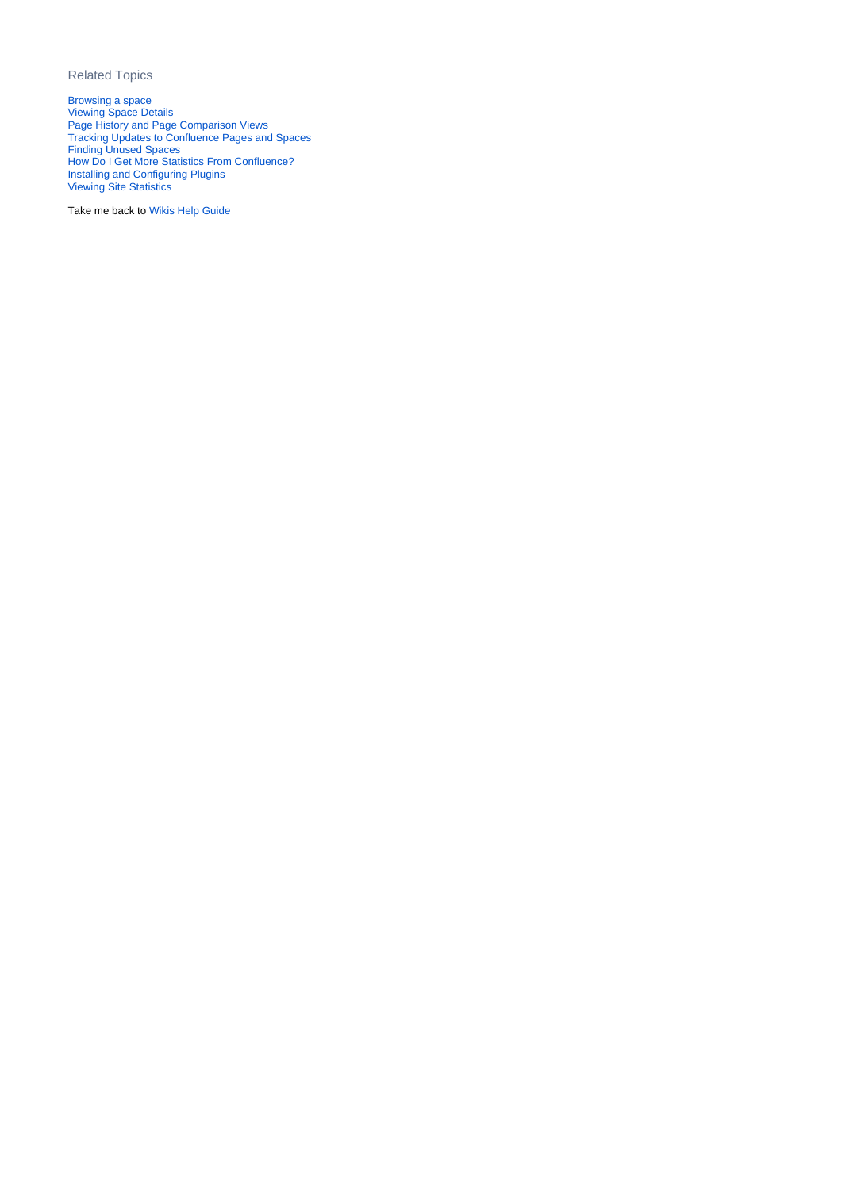### Related Topics

- Browsing a space
- Viewing Space Details
- Page History and Page Comparison Views
- Tracking Updates to Confluence Pages and Spaces
- Finding Unused Spaces
- How Do I Get More Statistics From Confluence?
- Installing and Configuring Plugins
- Viewing Site Statistics

Take me back to Wikis Help Guide